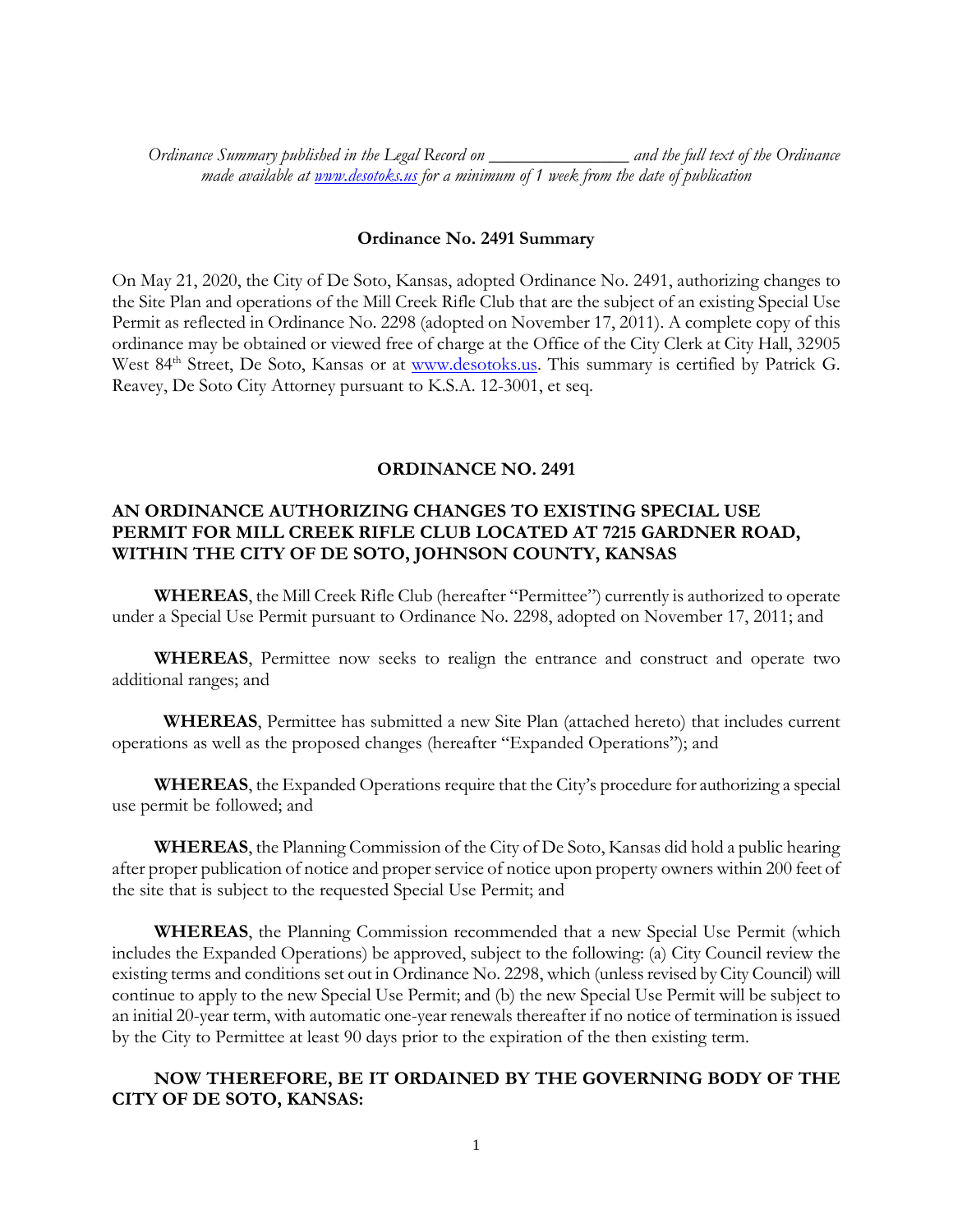*Ordinance Summary published in the Legal Record on _______________ and the full text of the Ordinance made available at [www.desotoks.us](http://www.desotoks.us) for a minimum of 1 week from the date of publication*

**Ordinance No. 2491 Summary**

On May 21, 2020, the City of De Soto, Kansas, adopted Ordinance No. 2491, authorizing changes to the Site Plan and operations of the Mill Creek Rifle Club that are the subject of an existing Special Use Permit as reflected in Ordinance No. 2298 (adopted on November 17, 2011). A complete copy of this ordinance may be obtained or viewed free of charge at the Office of the City Clerk at City Hall, 32905 West 84th Street, De Soto, Kansas or at [www.desotoks.us](http://www.desotoks.us). This summary is certified by Patrick G. Reavey, De Soto City Attorney pursuant to K.S.A. 12-3001, et seq.

**ORDINANCE NO. 2491**

**AN ORDINANCE AUTHORIZING CHANGES TO EXISTING SPECIAL USE PERMIT FOR MILL CREEK RIFLE CLUB LOCATED AT 7215 GARDNER ROAD, WITHIN THE CITY OF DE SOTO, JOHNSON COUNTY, KANSAS**

**WHEREAS**, the Mill Creek Rifle Club (hereafter "Permittee") currently is authorized to operate under a Special Use Permit pursuant to Ordinance No. 2298, adopted on November 17, 2011; and

**WHEREAS**, Permittee now seeks to realign the entrance and construct and operate two additional ranges; and

**WHEREAS**, Permittee has submitted a new Site Plan (attached hereto) that includes current operations as well as the proposed changes (hereafter "Expanded Operations"); and

**WHEREAS**, the Expanded Operations require that the City's procedure for authorizing a special use permit be followed; and

**WHEREAS**, the Planning Commission of the City of De Soto, Kansas did hold a public hearing after proper publication of notice and proper service of notice upon property owners within 200 feet of the site that is subject to the requested Special Use Permit; and

**WHEREAS**, the Planning Commission recommended that a new Special Use Permit (which includes the Expanded Operations) be approved, subject to the following: (a) City Council review the existing terms and conditions set out in Ordinance No. 2298, which (unless revised by City Council) will continue to apply to the new Special Use Permit; and (b) the new Special Use Permit will be subject to an initial 20-year term, with automatic one-year renewals thereafter if no notice of termination is issued by the City to Permittee at least 90 days prior to the expiration of the then existing term.

**NOW THEREFORE, BE IT ORDAINED BY THE GOVERNING BODY OF THE CITY OF DE SOTO, KANSAS:**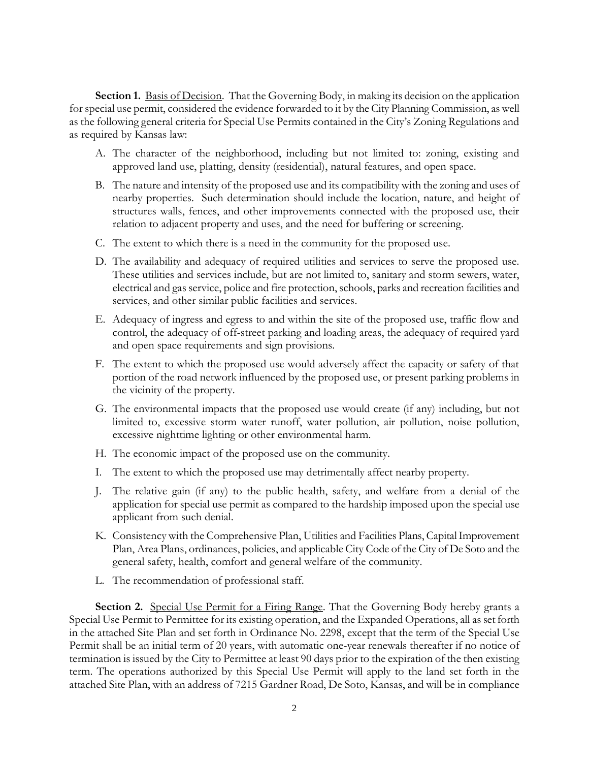**Section 1.** Basis of Decision. That the Governing Body, in making its decision on the application for special use permit, considered the evidence forwarded to it by the City Planning Commission, as well as the following general criteria for Special Use Permits contained in the City's Zoning Regulations and as required by Kansas law:

A. The character of the neighborhood, including but not limited to: zoning, existing and approved land use, platting, density (residential), natural features, and open space.

B. The nature and intensity of the proposed use and its compatibility with the zoning and uses of nearby properties. Such determination should include the location, nature, and height of structures walls, fences, and other improvements connected with the proposed use, their relation to adjacent property and uses, and the need for buffering or screening.

C. The extent to which there is a need in the community for the proposed use.

D. The availability and adequacy of required utilities and services to serve the proposed use. These utilities and services include, but are not limited to, sanitary and storm sewers, water, electrical and gas service, police and fire protection, schools, parks and recreation facilities and services, and other similar public facilities and services.

E. Adequacy of ingress and egress to and within the site of the proposed use, traffic flow and control, the adequacy of off-street parking and loading areas, the adequacy of required yard and open space requirements and sign provisions.

F. The extent to which the proposed use would adversely affect the capacity or safety of that portion of the road network influenced by the proposed use, or present parking problems in the vicinity of the property.

G. The environmental impacts that the proposed use would create (if any) including, but not limited to, excessive storm water runoff, water pollution, air pollution, noise pollution, excessive nighttime lighting or other environmental harm.

H. The economic impact of the proposed use on the community.

I. The extent to which the proposed use may detrimentally affect nearby property.

J. The relative gain (if any) to the public health, safety, and welfare from a denial of the application for special use permit as compared to the hardship imposed upon the special use applicant from such denial.

K. Consistency with the Comprehensive Plan, Utilities and Facilities Plans, Capital Improvement Plan, Area Plans, ordinances, policies, and applicable City Code of the City of De Soto and the general safety, health, comfort and general welfare of the community.

L. The recommendation of professional staff.

**Section 2.** Special Use Permit for a Firing Range. That the Governing Body hereby grants a Special Use Permit to Permittee for its existing operation, and the Expanded Operations, all as set forth in the attached Site Plan and set forth in Ordinance No. 2298, except that the term of the Special Use Permit shall be an initial term of 20 years, with automatic one-year renewals thereafter if no notice of termination is issued by the City to Permittee at least 90 days prior to the expiration of the then existing term. The operations authorized by this Special Use Permit will apply to the land set forth in the attached Site Plan, with an address of 7215 Gardner Road, De Soto, Kansas, and will be in compliance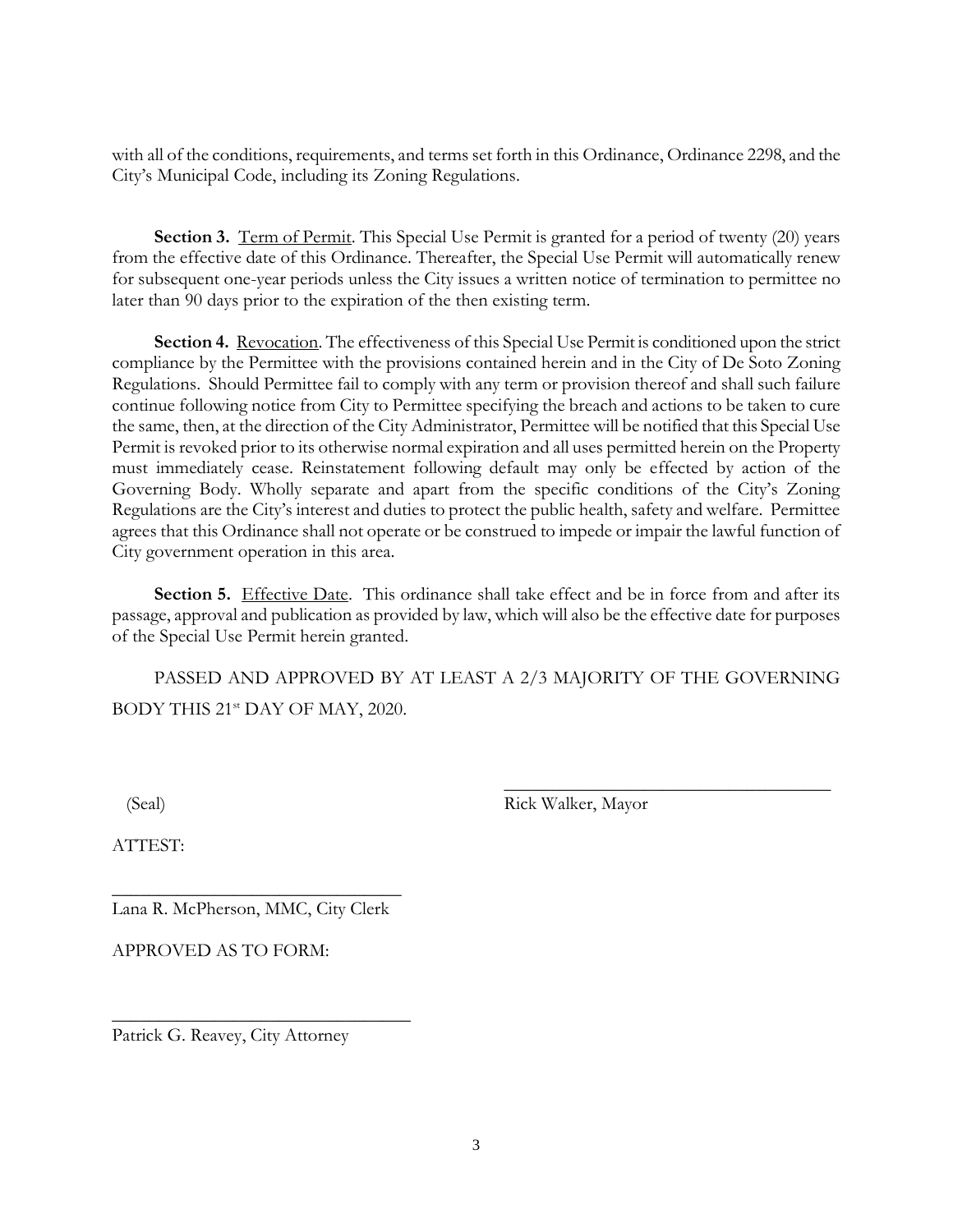with all of the conditions, requirements, and terms set forth in this Ordinance, Ordinance 2298, and the City's Municipal Code, including its Zoning Regulations.

**Section 3.** Term of Permit. This Special Use Permit is granted for a period of twenty (20) years from the effective date of this Ordinance. Thereafter, the Special Use Permit will automatically renew for subsequent one-year periods unless the City issues a written notice of termination to permittee no later than 90 days prior to the expiration of the then existing term.

**Section 4.** Revocation. The effectiveness of this Special Use Permit is conditioned upon the strict compliance by the Permittee with the provisions contained herein and in the City of De Soto Zoning Regulations. Should Permittee fail to comply with any term or provision thereof and shall such failure continue following notice from City to Permittee specifying the breach and actions to be taken to cure the same, then, at the direction of the City Administrator, Permittee will be notified that this Special Use Permit is revoked prior to its otherwise normal expiration and all uses permitted herein on the Property must immediately cease. Reinstatement following default may only be effected by action of the Governing Body. Wholly separate and apart from the specific conditions of the City's Zoning Regulations are the City's interest and duties to protect the public health, safety and welfare. Permittee agrees that this Ordinance shall not operate or be construed to impede or impair the lawful function of City government operation in this area.

**Section 5.** Effective Date. This ordinance shall take effect and be in force from and after its passage, approval and publication as provided by law, which will also be the effective date for purposes of the Special Use Permit herein granted.

PASSED AND APPROVED BY AT LEAST A 2/3 MAJORITY OF THE GOVERNING BODY THIS 21st DAY OF MAY, 2020.

(Seal)

\_\_\_\_\_\_\_\_\_\_\_\_\_\_\_\_\_\_\_\_\_\_\_\_\_\_\_\_\_\_\_\_\_\_\_
Rick Walker, Mayor

ATTEST:

\_\_\_\_\_\_\_\_\_\_\_\_\_\_\_\_\_\_\_\_\_\_\_\_\_\_\_\_\_\_\_\_\_
Lana R. McPherson, MMC, City Clerk

APPROVED AS TO FORM:

\_\_\_\_\_\_\_\_\_\_\_\_\_\_\_\_\_\_\_\_\_\_\_\_\_\_\_\_\_\_\_\_\_
Patrick G. Reavey, City Attorney